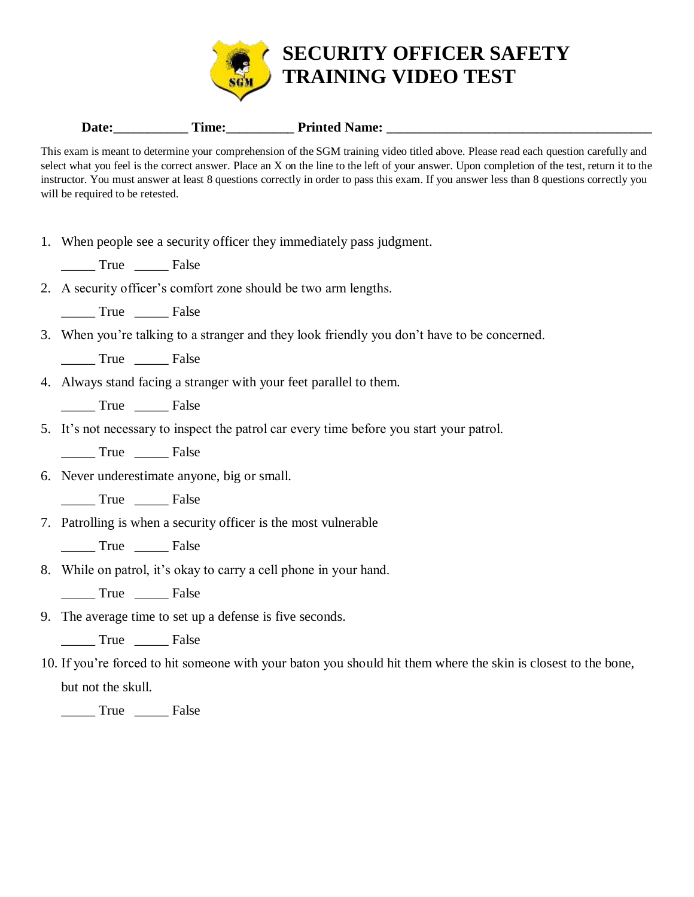# SECURITY OFFICER SAFETY TRAINING VIDEO TEST

**Date:\_\_\_\_\_\_\_\_\_\_\_ Time:\_\_\_\_\_\_\_\_\_\_ Printed Name: \_\_\_\_\_\_\_\_\_\_\_\_\_\_\_\_\_\_\_\_\_\_\_\_\_\_\_\_\_\_\_\_\_\_\_\_\_\_\_\_**

This exam is meant to determine your comprehension of the SGM training video titled above. Please read each question carefully and select what you feel is the correct answer. Place an X on the line to the left of your answer. Upon completion of the test, return it to the instructor. You must answer at least 8 questions correctly in order to pass this exam. If you answer less than 8 questions correctly you will be required to be retested.

1. When people see a security officer they immediately pass judgment.

   \_\_\_\_\_ True \_\_\_\_\_ False

2. A security officer's comfort zone should be two arm lengths.

   \_\_\_\_\_ True \_\_\_\_\_ False

3. When you're talking to a stranger and they look friendly you don't have to be concerned.

   \_\_\_\_\_ True \_\_\_\_\_ False

4. Always stand facing a stranger with your feet parallel to them.

   \_\_\_\_\_ True \_\_\_\_\_ False

5. It's not necessary to inspect the patrol car every time before you start your patrol.

   \_\_\_\_\_ True \_\_\_\_\_ False

6. Never underestimate anyone, big or small.

   \_\_\_\_\_ True \_\_\_\_\_ False

7. Patrolling is when a security officer is the most vulnerable

   \_\_\_\_\_ True \_\_\_\_\_ False

8. While on patrol, it's okay to carry a cell phone in your hand.

   \_\_\_\_\_ True \_\_\_\_\_ False

9. The average time to set up a defense is five seconds.

   \_\_\_\_\_ True \_\_\_\_\_ False

10. If you're forced to hit someone with your baton you should hit them where the skin is closest to the bone, but not the skull.

    \_\_\_\_\_ True \_\_\_\_\_ False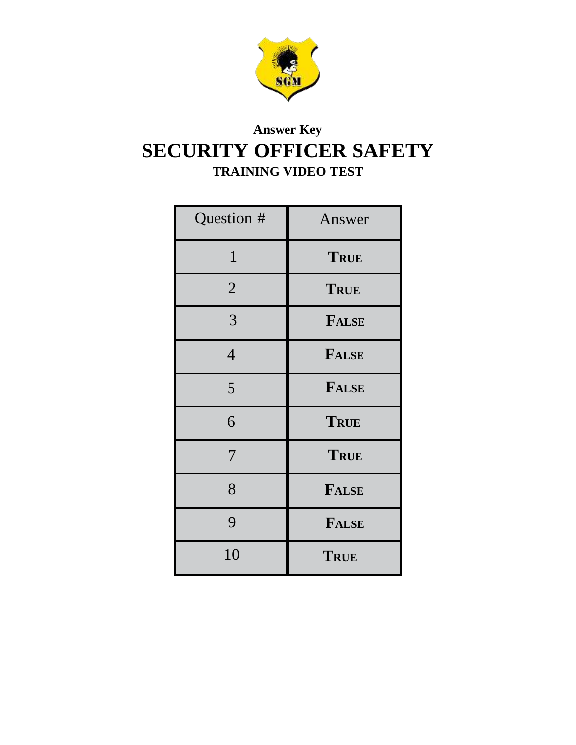**Answer Key**

# SECURITY OFFICER SAFETY

**TRAINING VIDEO TEST**

| Question # | Answer |
|---|---|
| 1 | **TRUE** |
| 2 | **TRUE** |
| 3 | **FALSE** |
| 4 | **FALSE** |
| 5 | **FALSE** |
| 6 | **TRUE** |
| 7 | **TRUE** |
| 8 | **FALSE** |
| 9 | **FALSE** |
| 10 | **TRUE** |